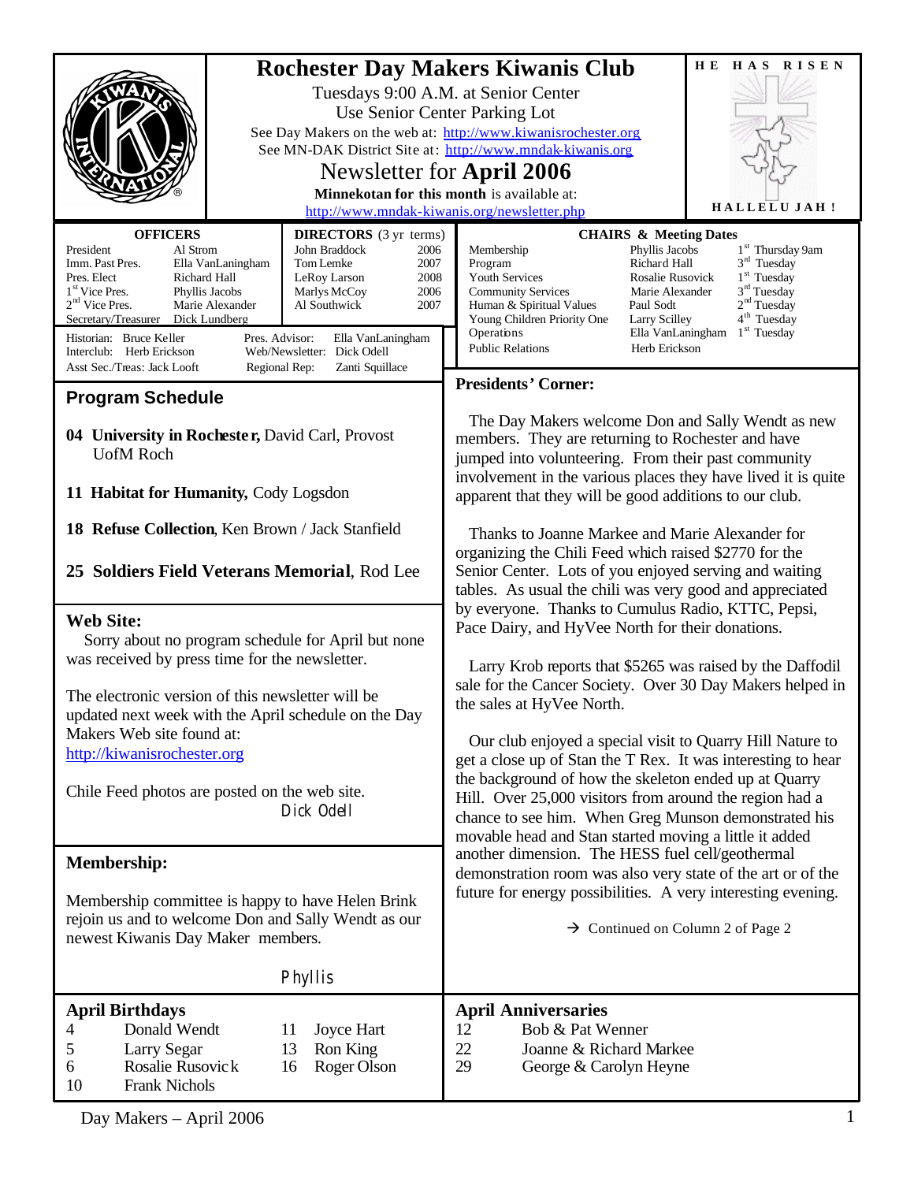# Rochester Day Makers Kiwanis Club

Tuesdays 9:00 A.M. at Senior Center

Use Senior Center Parking Lot

See Day Makers on the web at: http://www.kiwanisrochester.org

See MN-DAK District Site at: http://www.mndak-kiwanis.org

## Newsletter for **April 2006**

**Minnekotan for this month** is available at: http://www.mndak-kiwanis.org/newsletter.php

**HE HAS RISEN**

**HALLELUJAH!**

| OFFICERS | |
|---|---|
| President | Al Strom |
| Imm. Past Pres. | Ella VanLaningham |
| Pres. Elect | Richard Hall |
| 1st Vice Pres. | Phyllis Jacobs |
| 2nd Vice Pres. | Marie Alexander |
| Secretary/Treasurer | Dick Lundberg |

| DIRECTORS (3 yr terms) | |
|---|---|
| John Braddock | 2006 |
| Tom Lemke | 2007 |
| LeRoy Larson | 2008 |
| Marlys McCoy | 2006 |
| Al Southwick | 2007 |

Historian: Bruce Keller
Interclub: Herb Erickson
Asst Sec./Treas: Jack Looft
Pres. Advisor: Ella VanLaningham
Web/Newsletter: Dick Odell
Regional Rep: Zanti Squillace

| CHAIRS & Meeting Dates | | |
|---|---|---|
| Membership | Phyllis Jacobs | 1st Thursday 9am |
| Program | Richard Hall | 3rd Tuesday |
| Youth Services | Rosalie Rusovick | 1st Tuesday |
| Community Services | Marie Alexander | 3rd Tuesday |
| Human & Spiritual Values | Paul Sodt | 2nd Tuesday |
| Young Children Priority One | Larry Scilley | 4th Tuesday |
| Operations | Ella VanLaningham | 1st Tuesday |
| Public Relations | Herb Erickson | |

## Program Schedule

**04 University in Rochester,** David Carl, Provost UofM Roch

**11 Habitat for Humanity,** Cody Logsdon

**18 Refuse Collection**, Ken Brown / Jack Stanfield

**25 Soldiers Field Veterans Memorial**, Rod Lee

## Web Site:

Sorry about no program schedule for April but none was received by press time for the newsletter.

The electronic version of this newsletter will be updated next week with the April schedule on the Day Makers Web site found at: http://kiwanisrochester.org

Chile Feed photos are posted on the web site.

Dick Odell

## Membership:

Membership committee is happy to have Helen Brink rejoin us and to welcome Don and Sally Wendt as our newest Kiwanis Day Maker members.

Phyllis

## Presidents' Corner:

The Day Makers welcome Don and Sally Wendt as new members. They are returning to Rochester and have jumped into volunteering. From their past community involvement in the various places they have lived it is quite apparent that they will be good additions to our club.

Thanks to Joanne Markee and Marie Alexander for organizing the Chili Feed which raised $2770 for the Senior Center. Lots of you enjoyed serving and waiting tables. As usual the chili was very good and appreciated by everyone. Thanks to Cumulus Radio, KTTC, Pepsi, Pace Dairy, and HyVee North for their donations.

Larry Krob reports that $5265 was raised by the Daffodil sale for the Cancer Society. Over 30 Day Makers helped in the sales at HyVee North.

Our club enjoyed a special visit to Quarry Hill Nature to get a close up of Stan the T Rex. It was interesting to hear the background of how the skeleton ended up at Quarry Hill. Over 25,000 visitors from around the region had a chance to see him. When Greg Munson demonstrated his movable head and Stan started moving a little it added another dimension. The HESS fuel cell/geothermal demonstration room was also very state of the art or of the future for energy possibilities. A very interesting evening.

→ Continued on Column 2 of Page 2

## April Birthdays

| | | | |
|---|---|---|---|
| 4 | Donald Wendt | 11 | Joyce Hart |
| 5 | Larry Segar | 13 | Ron King |
| 6 | Rosalie Rusovick | 16 | Roger Olson |
| 10 | Frank Nichols | | |

## April Anniversaries

| | |
|---|---|
| 12 | Bob & Pat Wenner |
| 22 | Joanne & Richard Markee |
| 29 | George & Carolyn Heyne |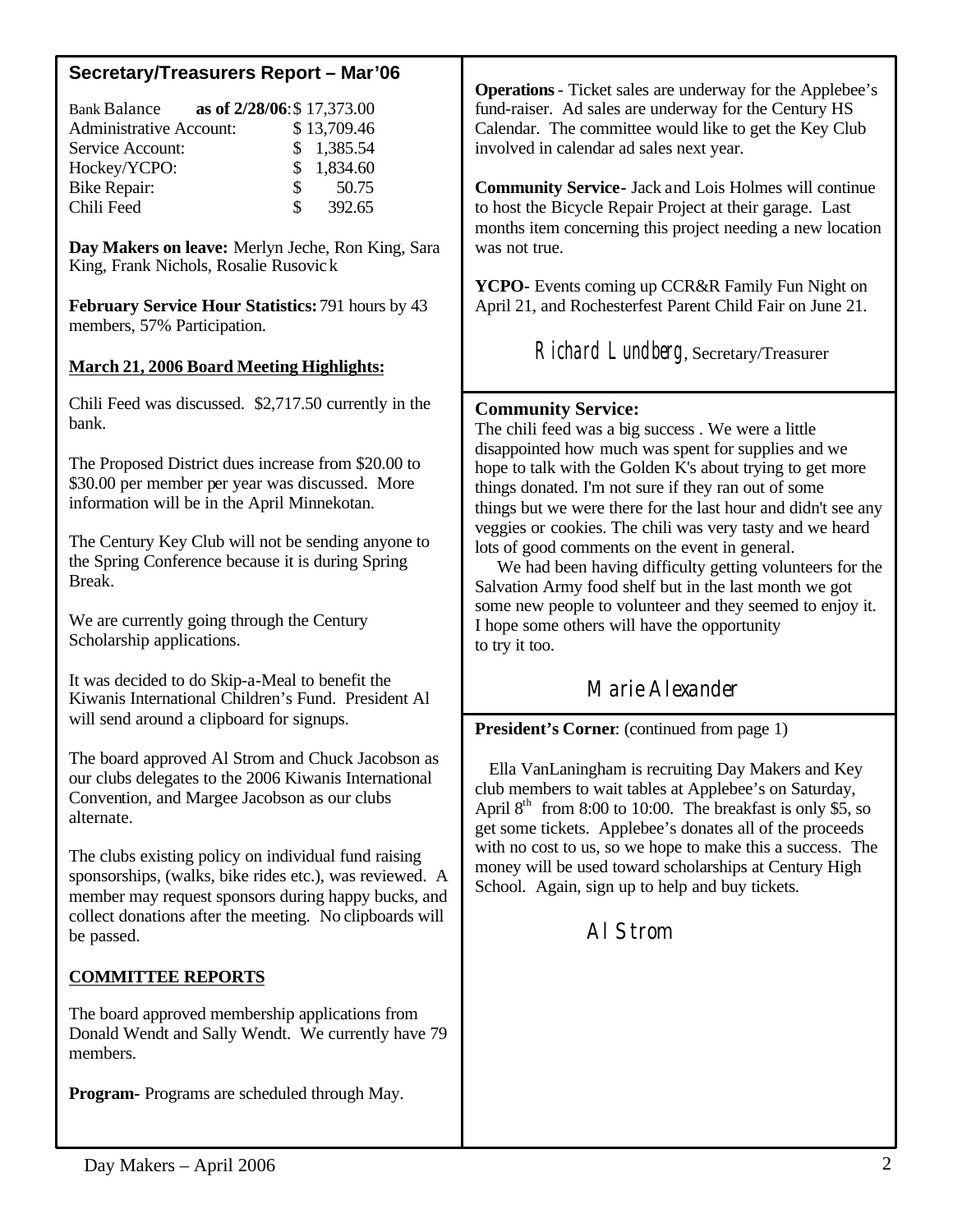## Secretary/Treasurers Report – Mar'06

| Bank Balance as of 2/28/06: | $ 17,373.00 |
|---|---|
| Administrative Account: | $ 13,709.46 |
| Service Account: | $ 1,385.54 |
| Hockey/YCPO: | $ 1,834.60 |
| Bike Repair: | $ 50.75 |
| Chili Feed | $ 392.65 |

**Day Makers on leave:** Merlyn Jeche, Ron King, Sara King, Frank Nichols, Rosalie Rusovick

**February Service Hour Statistics:** 791 hours by 43 members, 57% Participation.

**March 21, 2006 Board Meeting Highlights:**

Chili Feed was discussed. $2,717.50 currently in the bank.

The Proposed District dues increase from $20.00 to $30.00 per member per year was discussed. More information will be in the April Minnekotan.

The Century Key Club will not be sending anyone to the Spring Conference because it is during Spring Break.

We are currently going through the Century Scholarship applications.

It was decided to do Skip-a-Meal to benefit the Kiwanis International Children's Fund. President Al will send around a clipboard for signups.

The board approved Al Strom and Chuck Jacobson as our clubs delegates to the 2006 Kiwanis International Convention, and Margee Jacobson as our clubs alternate.

The clubs existing policy on individual fund raising sponsorships, (walks, bike rides etc.), was reviewed. A member may request sponsors during happy bucks, and collect donations after the meeting. No clipboards will be passed.

**COMMITTEE REPORTS**

The board approved membership applications from Donald Wendt and Sally Wendt. We currently have 79 members.

**Program**- Programs are scheduled through May.

**Operations** - Ticket sales are underway for the Applebee's fund-raiser. Ad sales are underway for the Century HS Calendar. The committee would like to get the Key Club involved in calendar ad sales next year.

**Community Service**- Jack and Lois Holmes will continue to host the Bicycle Repair Project at their garage. Last months item concerning this project needing a new location was not true.

**YCPO**- Events coming up CCR&R Family Fun Night on April 21, and Rochesterfest Parent Child Fair on June 21.

*Richard Lundberg*, Secretary/Treasurer

## Community Service:

The chili feed was a big success . We were a little disappointed how much was spent for supplies and we hope to talk with the Golden K's about trying to get more things donated. I'm not sure if they ran out of some things but we were there for the last hour and didn't see any veggies or cookies. The chili was very tasty and we heard lots of good comments on the event in general.

We had been having difficulty getting volunteers for the Salvation Army food shelf but in the last month we got some new people to volunteer and they seemed to enjoy it. I hope some others will have the opportunity to try it too.

*Marie Alexander*

**President's Corner**: (continued from page 1)

Ella VanLaningham is recruiting Day Makers and Key club members to wait tables at Applebee's on Saturday, April 8th from 8:00 to 10:00. The breakfast is only $5, so get some tickets. Applebee's donates all of the proceeds with no cost to us, so we hope to make this a success. The money will be used toward scholarships at Century High School. Again, sign up to help and buy tickets.

*Al Strom*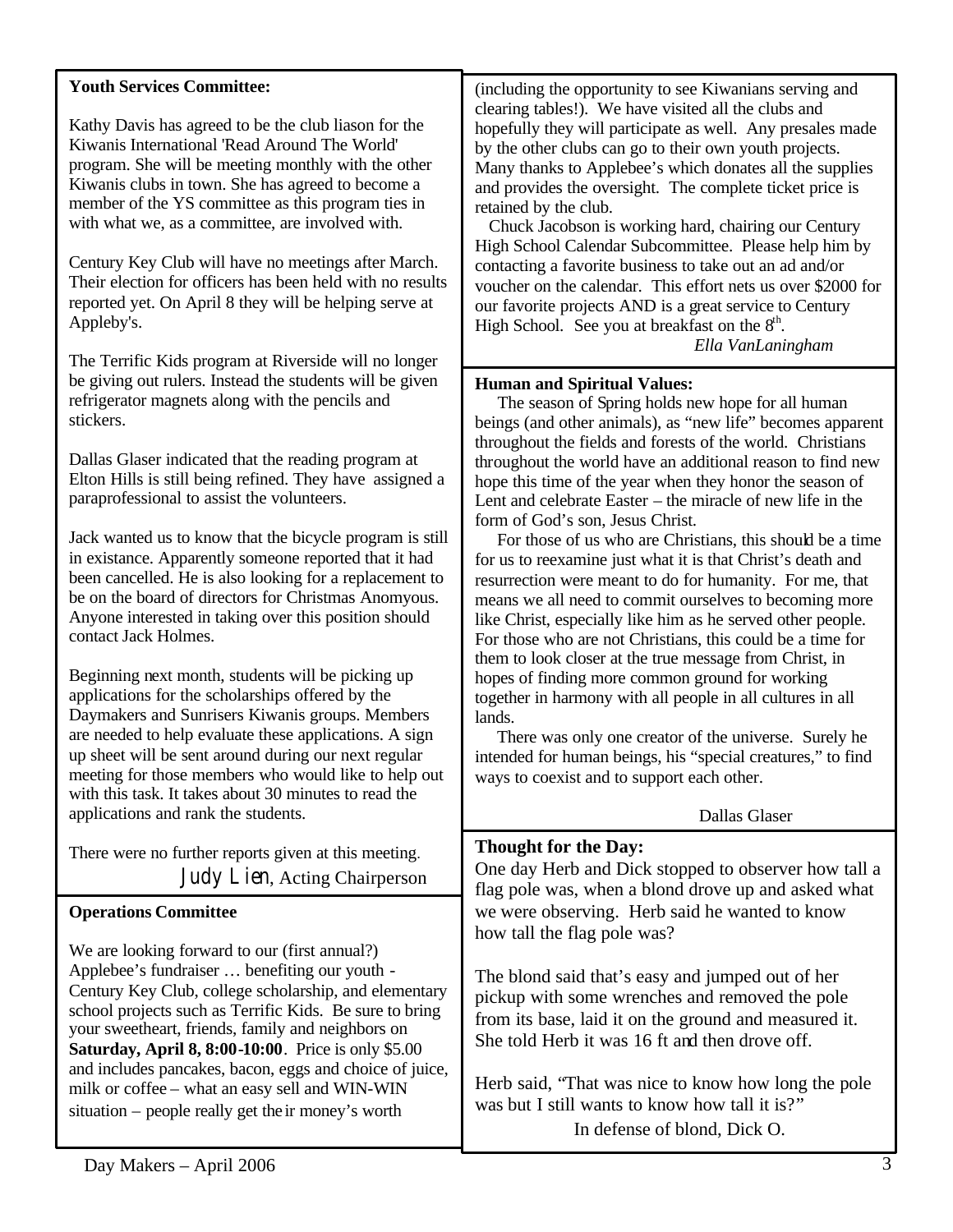**Youth Services Committee:**

Kathy Davis has agreed to be the club liason for the Kiwanis International 'Read Around The World' program. She will be meeting monthly with the other Kiwanis clubs in town. She has agreed to become a member of the YS committee as this program ties in with what we, as a committee, are involved with.

Century Key Club will have no meetings after March. Their election for officers has been held with no results reported yet. On April 8 they will be helping serve at Appleby's.

The Terrific Kids program at Riverside will no longer be giving out rulers. Instead the students will be given refrigerator magnets along with the pencils and stickers.

Dallas Glaser indicated that the reading program at Elton Hills is still being refined. They have assigned a paraprofessional to assist the volunteers.

Jack wanted us to know that the bicycle program is still in existance. Apparently someone reported that it had been cancelled. He is also looking for a replacement to be on the board of directors for Christmas Anomyous. Anyone interested in taking over this position should contact Jack Holmes.

Beginning next month, students will be picking up applications for the scholarships offered by the Daymakers and Sunrisers Kiwanis groups. Members are needed to help evaluate these applications. A sign up sheet will be sent around during our next regular meeting for those members who would like to help out with this task. It takes about 30 minutes to read the applications and rank the students.

There were no further reports given at this meeting.

Judy Lien, Acting Chairperson

**Operations Committee**

We are looking forward to our (first annual?) Applebee's fundraiser … benefiting our youth - Century Key Club, college scholarship, and elementary school projects such as Terrific Kids. Be sure to bring your sweetheart, friends, family and neighbors on **Saturday, April 8, 8:00-10:00**. Price is only $5.00 and includes pancakes, bacon, eggs and choice of juice, milk or coffee – what an easy sell and WIN-WIN situation – people really get their money's worth (including the opportunity to see Kiwanians serving and clearing tables!). We have visited all the clubs and hopefully they will participate as well. Any presales made by the other clubs can go to their own youth projects. Many thanks to Applebee's which donates all the supplies and provides the oversight. The complete ticket price is retained by the club.

Chuck Jacobson is working hard, chairing our Century High School Calendar Subcommittee. Please help him by contacting a favorite business to take out an ad and/or voucher on the calendar. This effort nets us over $2000 for our favorite projects AND is a great service to Century High School. See you at breakfast on the 8th.

*Ella VanLaningham*

**Human and Spiritual Values:**

The season of Spring holds new hope for all human beings (and other animals), as "new life" becomes apparent throughout the fields and forests of the world. Christians throughout the world have an additional reason to find new hope this time of the year when they honor the season of Lent and celebrate Easter – the miracle of new life in the form of God's son, Jesus Christ.

For those of us who are Christians, this should be a time for us to reexamine just what it is that Christ's death and resurrection were meant to do for humanity. For me, that means we all need to commit ourselves to becoming more like Christ, especially like him as he served other people. For those who are not Christians, this could be a time for them to look closer at the true message from Christ, in hopes of finding more common ground for working together in harmony with all people in all cultures in all lands.

There was only one creator of the universe. Surely he intended for human beings, his "special creatures," to find ways to coexist and to support each other.

Dallas Glaser

**Thought for the Day:**

One day Herb and Dick stopped to observer how tall a flag pole was, when a blond drove up and asked what we were observing. Herb said he wanted to know how tall the flag pole was?

The blond said that's easy and jumped out of her pickup with some wrenches and removed the pole from its base, laid it on the ground and measured it. She told Herb it was 16 ft and then drove off.

Herb said, "That was nice to know how long the pole was but I still wants to know how tall it is?"

In defense of blond, Dick O.